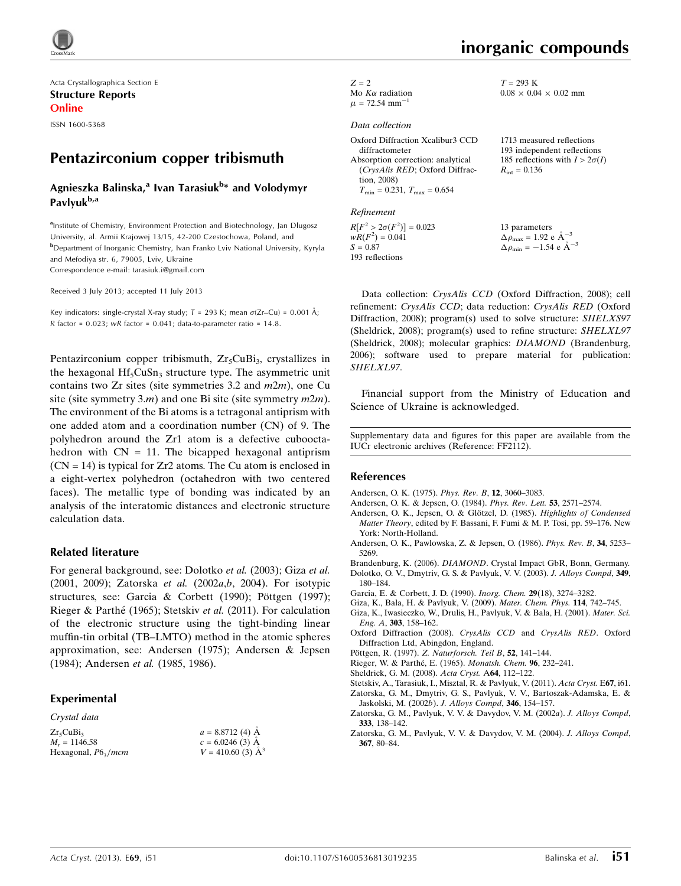Acta Crystallographica Section E
**Structure Reports Online**
ISSN 1600-5368

# Pentazirconium copper tribismuth

**Agnieszka Balinska,[a] Ivan Tarasiuk[b]* and Volodymyr Pavlyuk[b,a]**

[a]Institute of Chemistry, Environment Protection and Biotechnology, Jan Dlugosz University, al. Armii Krajowej 13/15, 42-200 Czestochowa, Poland, and [b]Department of Inorganic Chemistry, Ivan Franko Lviv National University, Kyryla and Mefodiya str. 6, 79005, Lviv, Ukraine
Correspondence e-mail: tarasiuk.i@gmail.com

Received 3 July 2013; accepted 11 July 2013

Key indicators: single-crystal X-ray study; $T$ = 293 K; mean $\sigma$(Zr–Cu) = 0.001 Å; $R$ factor = 0.023; $wR$ factor = 0.041; data-to-parameter ratio = 14.8.

Pentazirconium copper tribismuth, $Zr_5CuBi_3$, crystallizes in the hexagonal $Hf_5CuSn_3$ structure type. The asymmetric unit contains two Zr sites (site symmetries 3.2 and $m2m$), one Cu site (site symmetry $3.m$) and one Bi site (site symmetry $m2m$). The environment of the Bi atoms is a tetragonal antiprism with one added atom and a coordination number (CN) of 9. The polyhedron around the Zr1 atom is a defective cubooctahedron with CN = 11. The bicapped hexagonal antiprism (CN = 14) is typical for Zr2 atoms. The Cu atom is enclosed in a eight-vertex polyhedron (octahedron with two centered faces). The metallic type of bonding was indicated by an analysis of the interatomic distances and electronic structure calculation data.

## Related literature

For general background, see: Dolotko *et al.* (2003); Giza *et al.* (2001, 2009); Zatorska *et al.* (2002*a*,*b*, 2004). For isotypic structures, see: Garcia & Corbett (1990); Pöttgen (1997); Rieger & Parthé (1965); Stetskiv *et al.* (2011). For calculation of the electronic structure using the tight-binding linear muffin-tin orbital (TB–LMTO) method in the atomic spheres approximation, see: Andersen (1975); Andersen & Jepsen (1984); Andersen *et al.* (1985, 1986).

## Experimental

### Crystal data

$Zr_5CuBi_3$
$M_r$ = 1146.58
Hexagonal, $P6_3/mcm$
$a$ = 8.8712 (4) Å
$c$ = 6.0246 (3) Å
$V$ = 410.60 (3) Å$^3$
$Z$ = 2
Mo $K\alpha$ radiation
$\mu$ = 72.54 mm$^{-1}$
$T$ = 293 K
0.08 × 0.04 × 0.02 mm

### Data collection

Oxford Diffraction Xcalibur3 CCD diffractometer
Absorption correction: analytical (*CrysAlis RED*; Oxford Diffraction, 2008)
$T_{min}$ = 0.231, $T_{max}$ = 0.654
1713 measured reflections
193 independent reflections
185 reflections with $I > 2\sigma(I)$
$R_{int}$ = 0.136

### Refinement

$R[F^2 > 2\sigma(F^2)]$ = 0.023
$wR(F^2)$ = 0.041
$S$ = 0.87
193 reflections
13 parameters
$\Delta\rho_{max}$ = 1.92 e Å$^{-3}$
$\Delta\rho_{min}$ = −1.54 e Å$^{-3}$

Data collection: *CrysAlis CCD* (Oxford Diffraction, 2008); cell refinement: *CrysAlis CCD*; data reduction: *CrysAlis RED* (Oxford Diffraction, 2008); program(s) used to solve structure: *SHELXS97* (Sheldrick, 2008); program(s) used to refine structure: *SHELXL97* (Sheldrick, 2008); molecular graphics: *DIAMOND* (Brandenburg, 2006); software used to prepare material for publication: *SHELXL97*.

Financial support from the Ministry of Education and Science of Ukraine is acknowledged.

Supplementary data and figures for this paper are available from the IUCr electronic archives (Reference: FF2112).

## References

Andersen, O. K. (1975). *Phys. Rev. B*, **12**, 3060–3083.
Andersen, O. K. & Jepsen, O. (1984). *Phys. Rev. Lett.* **53**, 2571–2574.
Andersen, O. K., Jepsen, O. & Glötzel, D. (1985). *Highlights of Condensed Matter Theory*, edited by F. Bassani, F. Fumi & M. P. Tosi, pp. 59–176. New York: North-Holland.
Andersen, O. K., Pawlowska, Z. & Jepsen, O. (1986). *Phys. Rev. B*, **34**, 5253–5269.
Brandenburg, K. (2006). *DIAMOND*. Crystal Impact GbR, Bonn, Germany.
Dolotko, O. V., Dmytriv, G. S. & Pavlyuk, V. V. (2003). *J. Alloys Compd*, **349**, 180–184.
Garcia, E. & Corbett, J. D. (1990). *Inorg. Chem.* **29**(18), 3274–3282.
Giza, K., Bala, H. & Pavlyuk, V. (2009). *Mater. Chem. Phys.* **114**, 742–745.
Giza, K., Iwasieczko, W., Drulis, H., Pavlyuk, V. & Bala, H. (2001). *Mater. Sci. Eng. A*, **303**, 158–162.
Oxford Diffraction (2008). *CrysAlis CCD* and *CrysAlis RED*. Oxford Diffraction Ltd, Abingdon, England.
Pöttgen, R. (1997). *Z. Naturforsch. Teil B*, **52**, 141–144.
Rieger, W. & Parthé, E. (1965). *Monatsh. Chem.* **96**, 232–241.
Sheldrick, G. M. (2008). *Acta Cryst.* A**64**, 112–122.
Stetskiv, A., Tarasiuk, I., Misztal, R. & Pavlyuk, V. (2011). *Acta Cryst.* E**67**, i61.
Zatorska, G. M., Dmytriv, G. S., Pavlyuk, V. V., Bartoszak-Adamska, E. & Jaskolski, M. (2002*b*). *J. Alloys Compd*, **346**, 154–157.
Zatorska, G. M., Pavlyuk, V. V. & Davydov, V. M. (2002*a*). *J. Alloys Compd*, **333**, 138–142.
Zatorska, G. M., Pavlyuk, V. V. & Davydov, V. M. (2004). *J. Alloys Compd*, **367**, 80–84.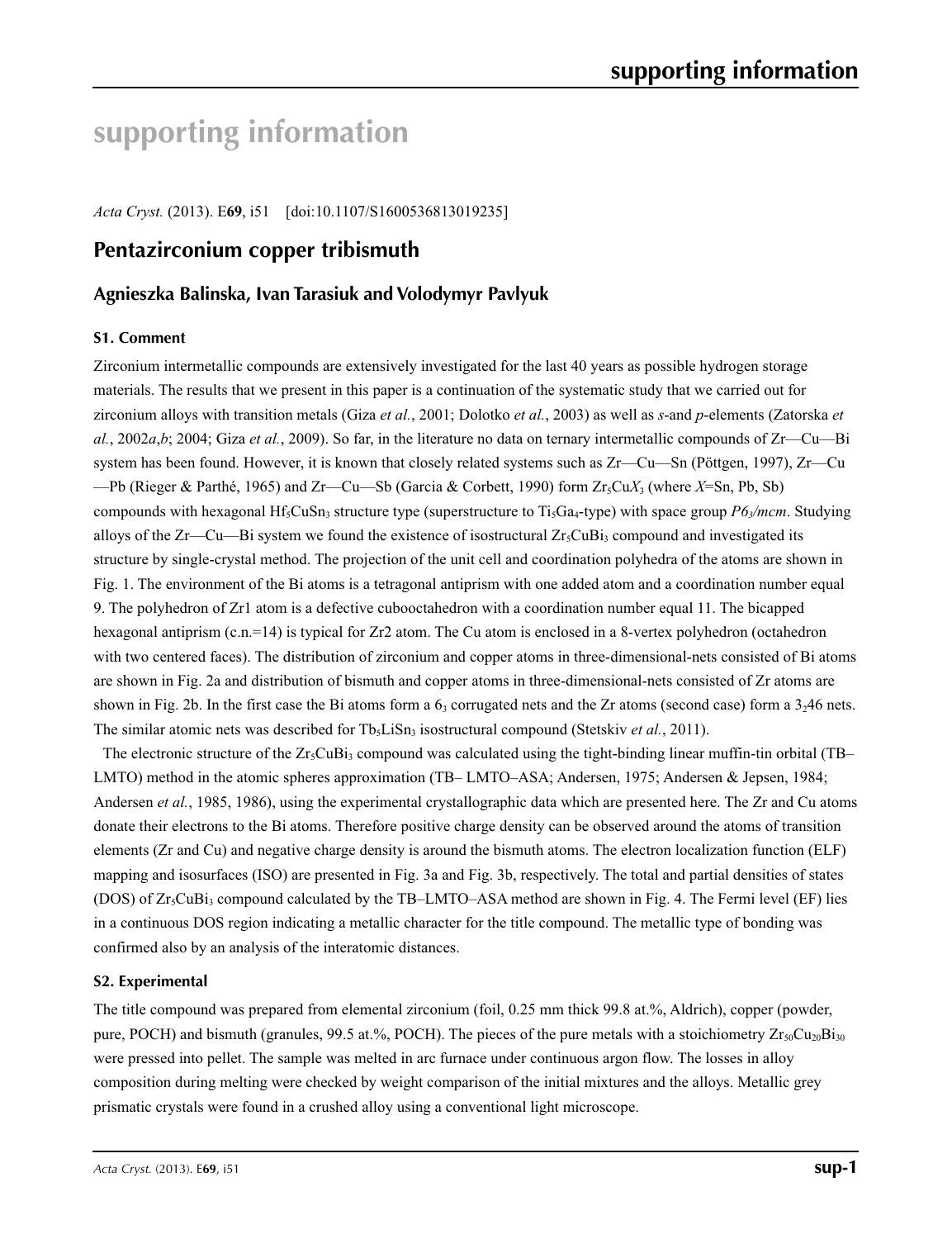# supporting information

*Acta Cryst.* (2013). E**69**, i51 [doi:10.1107/S1600536813019235]

## Pentazirconium copper tribismuth

### Agnieszka Balinska, Ivan Tarasiuk and Volodymyr Pavlyuk

#### S1. Comment

Zirconium intermetallic compounds are extensively investigated for the last 40 years as possible hydrogen storage materials. The results that we present in this paper is a continuation of the systematic study that we carried out for zirconium alloys with transition metals (Giza *et al.*, 2001; Dolotko *et al.*, 2003) as well as *s*-and *p*-elements (Zatorska *et al.*, 2002*a*,*b*; 2004; Giza *et al.*, 2009). So far, in the literature no data on ternary intermetallic compounds of Zr—Cu—Bi system has been found. However, it is known that closely related systems such as Zr—Cu—Sn (Pöttgen, 1997), Zr—Cu—Pb (Rieger & Parthé, 1965) and Zr—Cu—Sb (Garcia & Corbett, 1990) form $Zr_5CuX_3$ (where *X*=Sn, Pb, Sb) compounds with hexagonal $Hf_5CuSn_3$ structure type (superstructure to $Ti_5Ga_4$-type) with space group *P6₃/mcm*. Studying alloys of the Zr—Cu—Bi system we found the existence of isostructural $Zr_5CuBi_3$ compound and investigated its structure by single-crystal method. The projection of the unit cell and coordination polyhedra of the atoms are shown in Fig. 1. The environment of the Bi atoms is a tetragonal antiprism with one added atom and a coordination number equal 9. The polyhedron of Zr1 atom is a defective cubooctahedron with a coordination number equal 11. The bicapped hexagonal antiprism (c.n.=14) is typical for Zr2 atom. The Cu atom is enclosed in a 8-vertex polyhedron (octahedron with two centered faces). The distribution of zirconium and copper atoms in three-dimensional-nets consisted of Bi atoms are shown in Fig. 2a and distribution of bismuth and copper atoms in three-dimensional-nets consisted of Zr atoms are shown in Fig. 2b. In the first case the Bi atoms form a $6_3$ corrugated nets and the Zr atoms (second case) form a $3_2 46$ nets. The similar atomic nets was described for $Tb_5LiSn_3$ isostructural compound (Stetskiv *et al.*, 2011).

The electronic structure of the $Zr_5CuBi_3$ compound was calculated using the tight-binding linear muffin-tin orbital (TB–LMTO) method in the atomic spheres approximation (TB– LMTO–ASA; Andersen, 1975; Andersen & Jepsen, 1984; Andersen *et al.*, 1985, 1986), using the experimental crystallographic data which are presented here. The Zr and Cu atoms donate their electrons to the Bi atoms. Therefore positive charge density can be observed around the atoms of transition elements (Zr and Cu) and negative charge density is around the bismuth atoms. The electron localization function (ELF) mapping and isosurfaces (ISO) are presented in Fig. 3a and Fig. 3b, respectively. The total and partial densities of states (DOS) of $Zr_5CuBi_3$ compound calculated by the TB–LMTO–ASA method are shown in Fig. 4. The Fermi level (EF) lies in a continuous DOS region indicating a metallic character for the title compound. The metallic type of bonding was confirmed also by an analysis of the interatomic distances.

#### S2. Experimental

The title compound was prepared from elemental zirconium (foil, 0.25 mm thick 99.8 at.%, Aldrich), copper (powder, pure, POCH) and bismuth (granules, 99.5 at.%, POCH). The pieces of the pure metals with a stoichiometry $Zr_{50}Cu_{20}Bi_{30}$ were pressed into pellet. The sample was melted in arc furnace under continuous argon flow. The losses in alloy composition during melting were checked by weight comparison of the initial mixtures and the alloys. Metallic grey prismatic crystals were found in a crushed alloy using a conventional light microscope.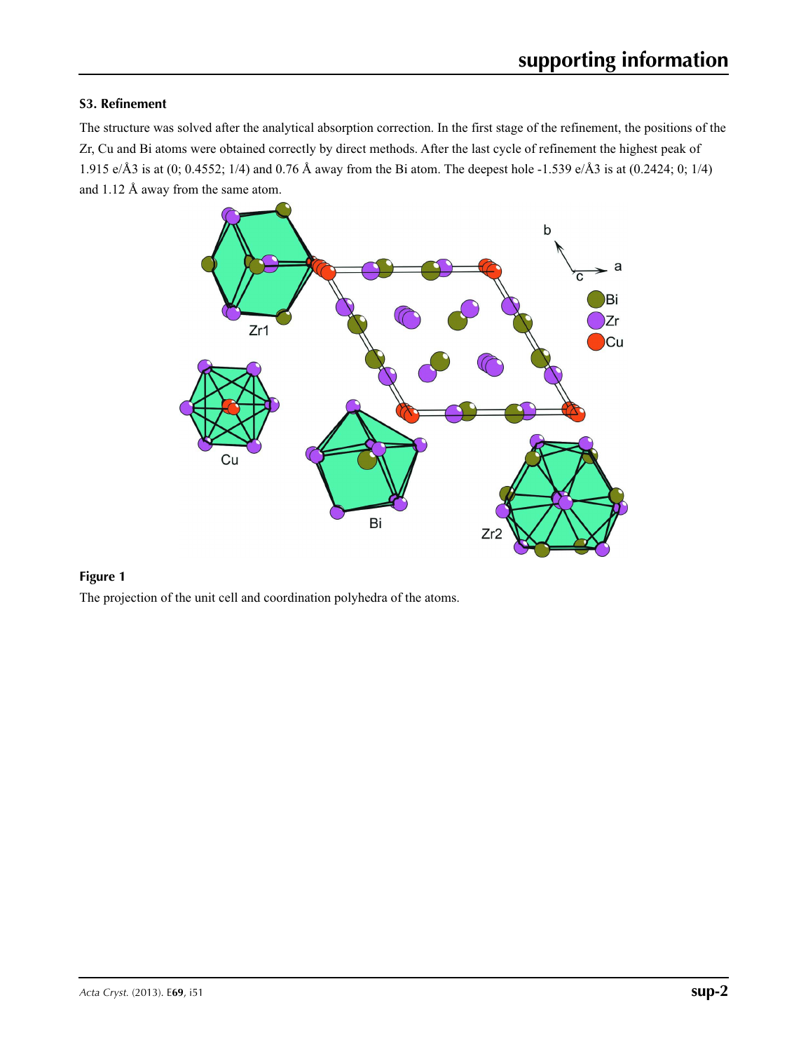### S3. Refinement

The structure was solved after the analytical absorption correction. In the first stage of the refinement, the positions of the Zr, Cu and Bi atoms were obtained correctly by direct methods. After the last cycle of refinement the highest peak of 1.915 e/Å3 is at (0; 0.4552; 1/4) and 0.76 Å away from the Bi atom. The deepest hole -1.539 e/Å3 is at (0.2424; 0; 1/4) and 1.12 Å away from the same atom.

**Figure 1**

The projection of the unit cell and coordination polyhedra of the atoms.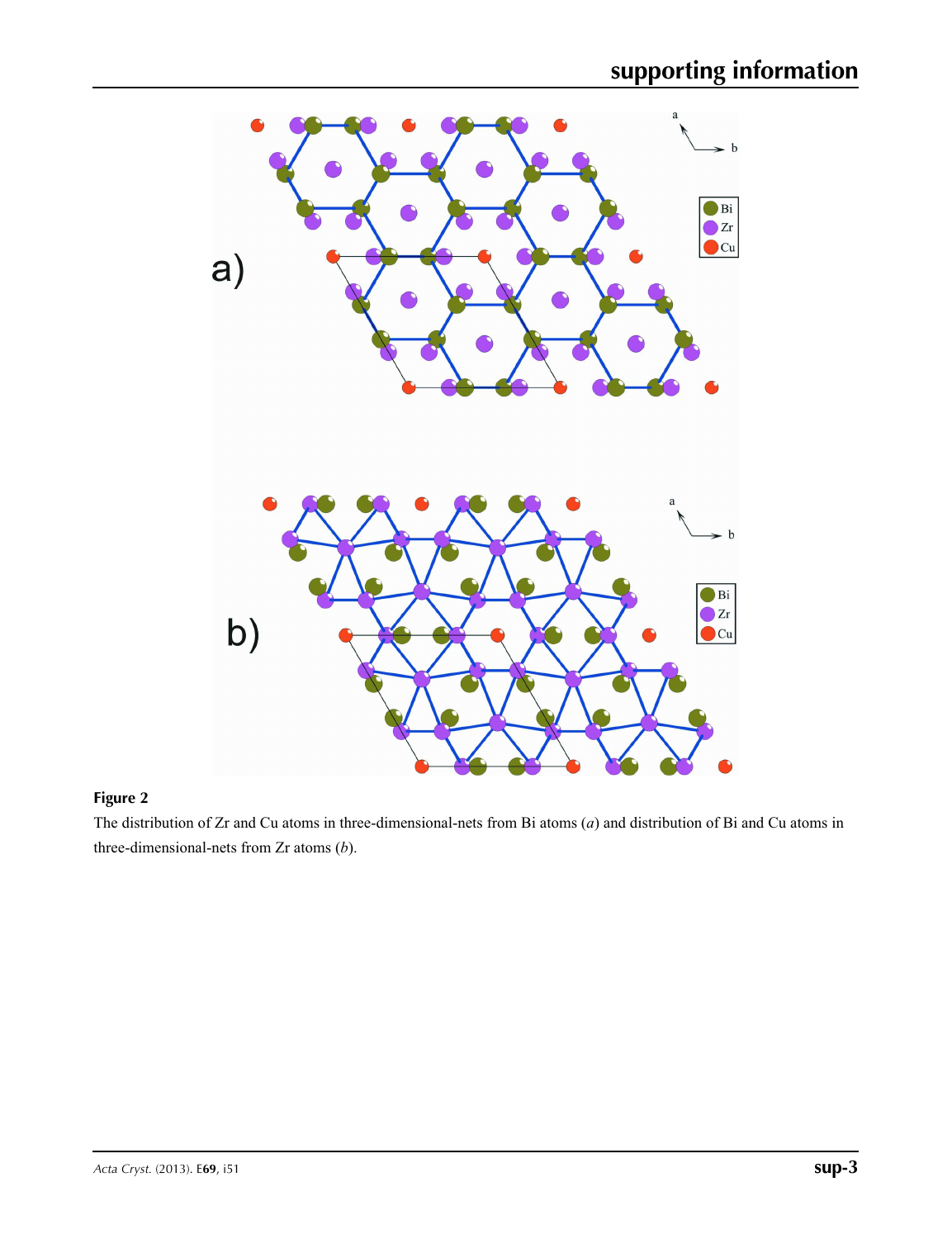**Figure 2**

The distribution of Zr and Cu atoms in three-dimensional-nets from Bi atoms (*a*) and distribution of Bi and Cu atoms in three-dimensional-nets from Zr atoms (*b*).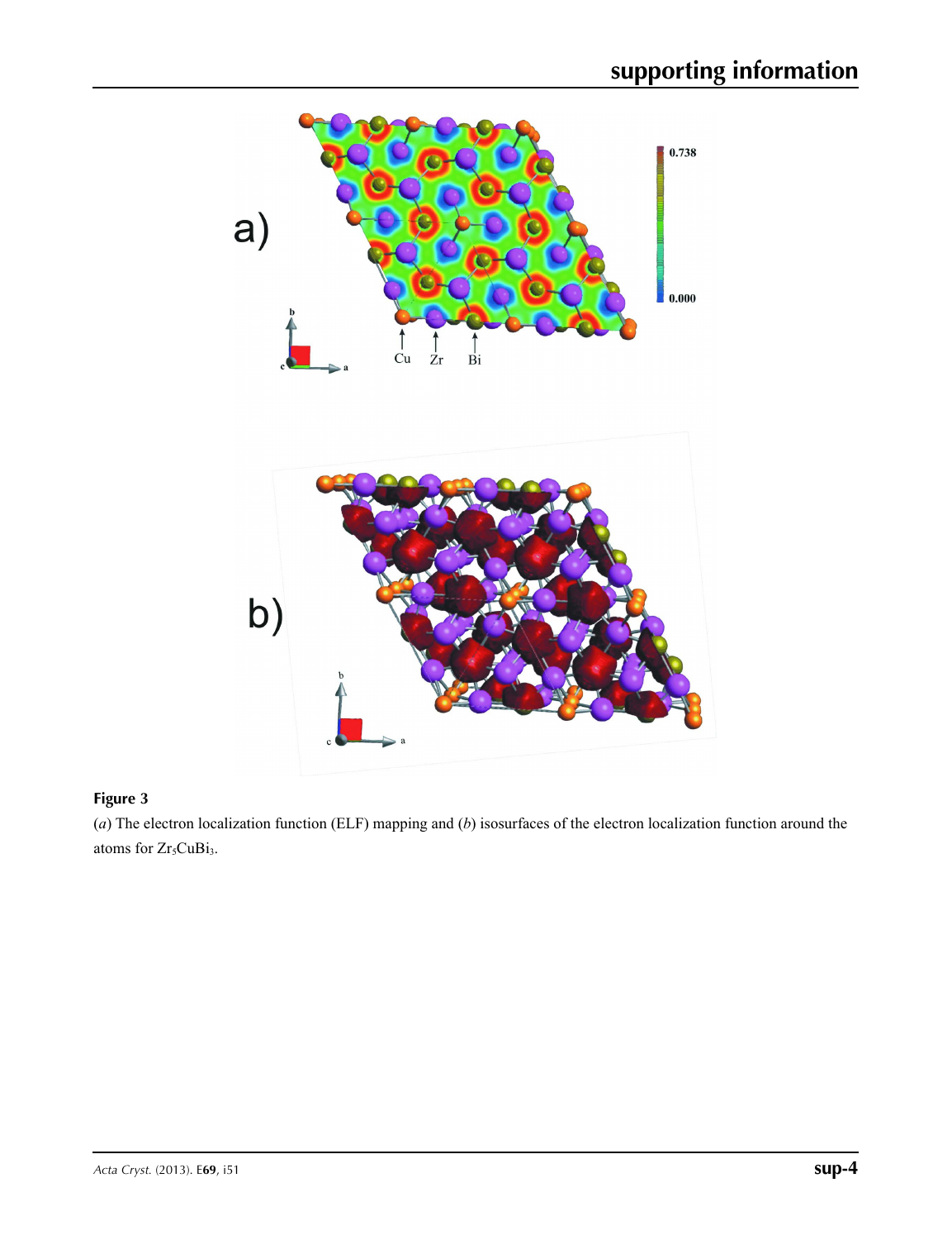**Figure 3**

(*a*) The electron localization function (ELF) mapping and (*b*) isosurfaces of the electron localization function around the atoms for $Zr_5CuBi_3$.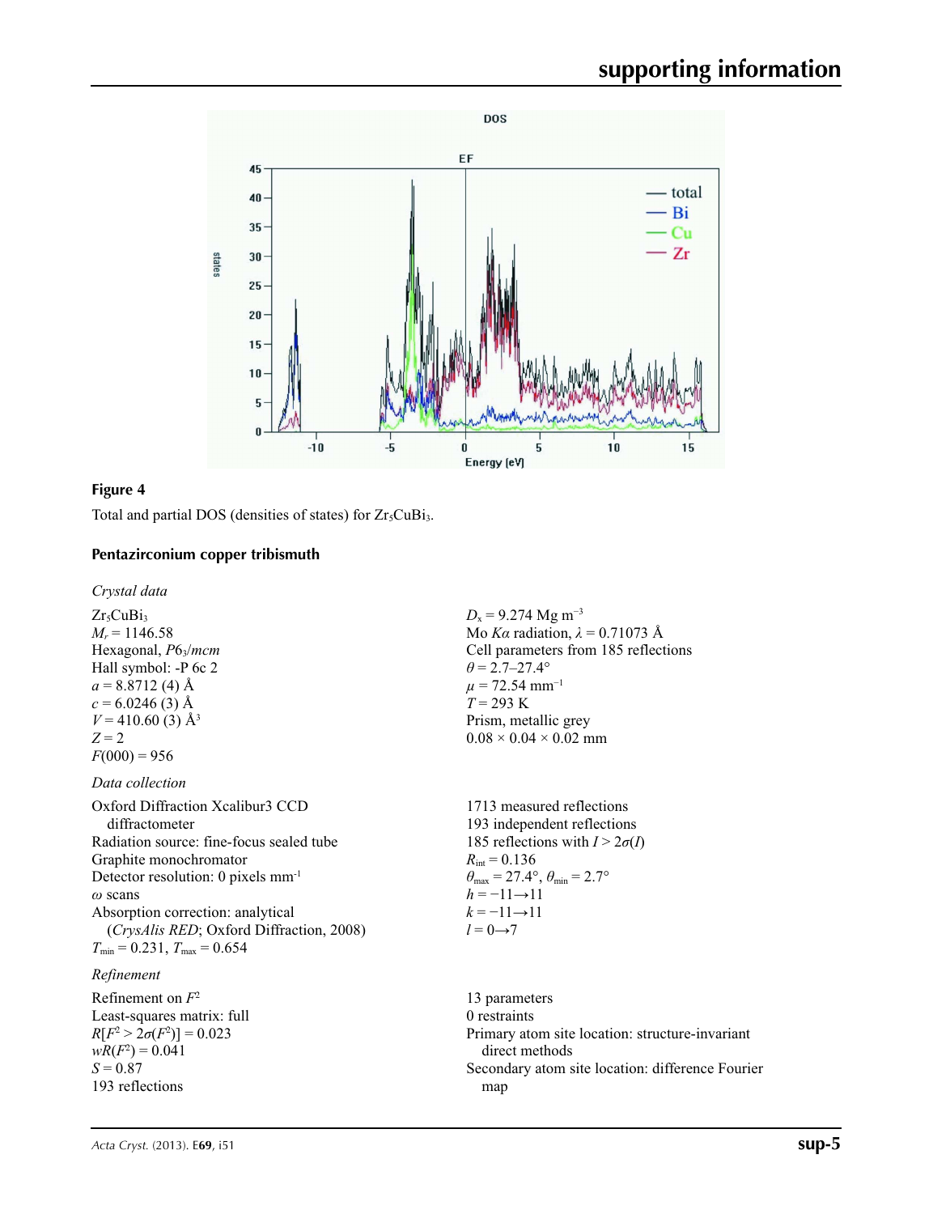**Figure 4**

Total and partial DOS (densities of states) for $Zr_5CuBi_3$.

## Pentazirconium copper tribismuth

### *Crystal data*

$Zr_5CuBi_3$
$M_r = 1146.58$
Hexagonal, $P6_3/mcm$
Hall symbol: -P 6c 2
$a = 8.8712$ (4) Å
$c = 6.0246$ (3) Å
$V = 410.60$ (3) Å$^3$
$Z = 2$
$F(000) = 956$
$D_x = 9.274$ Mg m$^{-3}$
Mo $K\alpha$ radiation, $\lambda = 0.71073$ Å
Cell parameters from 185 reflections
$\theta = 2.7$–$27.4°$
$\mu = 72.54$ mm$^{-1}$
$T = 293$ K
Prism, metallic grey
0.08 × 0.04 × 0.02 mm

### *Data collection*

Oxford Diffraction Xcalibur3 CCD diffractometer
Radiation source: fine-focus sealed tube
Graphite monochromator
Detector resolution: 0 pixels mm$^{-1}$
$\omega$ scans
Absorption correction: analytical (*CrysAlis RED*; Oxford Diffraction, 2008)
$T_{min} = 0.231$, $T_{max} = 0.654$
1713 measured reflections
193 independent reflections
185 reflections with $I > 2\sigma(I)$
$R_{int} = 0.136$
$\theta_{max} = 27.4°$, $\theta_{min} = 2.7°$
$h = -11 \rightarrow 11$
$k = -11 \rightarrow 11$
$l = 0 \rightarrow 7$

### *Refinement*

Refinement on $F^2$
Least-squares matrix: full
$R[F^2 > 2\sigma(F^2)] = 0.023$
$wR(F^2) = 0.041$
$S = 0.87$
193 reflections
13 parameters
0 restraints
Primary atom site location: structure-invariant direct methods
Secondary atom site location: difference Fourier map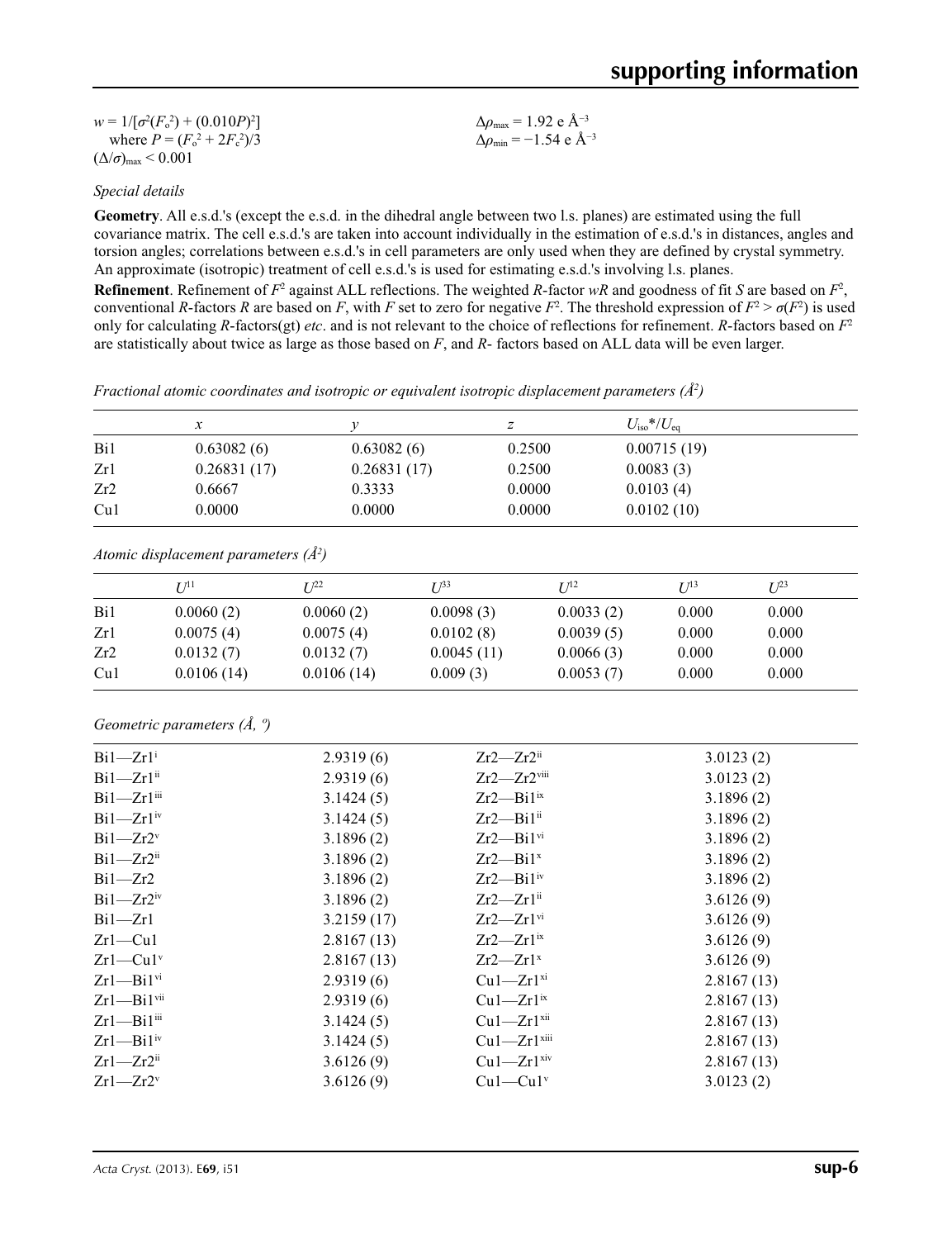$w = 1/[\sigma^2(F_o^2) + (0.010P)^2]$
where $P = (F_o^2 + 2F_c^2)/3$
$(\Delta/\sigma)_{max} < 0.001$

$\Delta\rho_{max} = 1.92$ e Å$^{-3}$
$\Delta\rho_{min} = -1.54$ e Å$^{-3}$

*Special details*

**Geometry**. All e.s.d.'s (except the e.s.d. in the dihedral angle between two l.s. planes) are estimated using the full covariance matrix. The cell e.s.d.'s are taken into account individually in the estimation of e.s.d.'s in distances, angles and torsion angles; correlations between e.s.d.'s in cell parameters are only used when they are defined by crystal symmetry. An approximate (isotropic) treatment of cell e.s.d.'s is used for estimating e.s.d.'s involving l.s. planes.

**Refinement**. Refinement of $F^2$ against ALL reflections. The weighted $R$-factor $wR$ and goodness of fit $S$ are based on $F^2$, conventional $R$-factors $R$ are based on $F$, with $F$ set to zero for negative $F^2$. The threshold expression of $F^2 > \sigma(F^2)$ is used only for calculating $R$-factors(gt) *etc*. and is not relevant to the choice of reflections for refinement. $R$-factors based on $F^2$ are statistically about twice as large as those based on $F$, and $R$- factors based on ALL data will be even larger.

*Fractional atomic coordinates and isotropic or equivalent isotropic displacement parameters (Å$^2$)*

| | $x$ | $y$ | $z$ | $U_{iso}$*/$U_{eq}$ |
|---|---|---|---|---|
| Bi1 | 0.63082 (6) | 0.63082 (6) | 0.2500 | 0.00715 (19) |
| Zr1 | 0.26831 (17) | 0.26831 (17) | 0.2500 | 0.0083 (3) |
| Zr2 | 0.6667 | 0.3333 | 0.0000 | 0.0103 (4) |
| Cu1 | 0.0000 | 0.0000 | 0.0000 | 0.0102 (10) |

*Atomic displacement parameters (Å$^2$)*

| | $U^{11}$ | $U^{22}$ | $U^{33}$ | $U^{12}$ | $U^{13}$ | $U^{23}$ |
|---|---|---|---|---|---|---|
| Bi1 | 0.0060 (2) | 0.0060 (2) | 0.0098 (3) | 0.0033 (2) | 0.000 | 0.000 |
| Zr1 | 0.0075 (4) | 0.0075 (4) | 0.0102 (8) | 0.0039 (5) | 0.000 | 0.000 |
| Zr2 | 0.0132 (7) | 0.0132 (7) | 0.0045 (11) | 0.0066 (3) | 0.000 | 0.000 |
| Cu1 | 0.0106 (14) | 0.0106 (14) | 0.009 (3) | 0.0053 (7) | 0.000 | 0.000 |

*Geometric parameters (Å, º)*

| | | | |
|---|---|---|---|
| Bi1—Zr1$^{i}$ | 2.9319 (6) | Zr2—Zr2$^{ii}$ | 3.0123 (2) |
| Bi1—Zr1$^{ii}$ | 2.9319 (6) | Zr2—Zr2$^{viii}$ | 3.0123 (2) |
| Bi1—Zr1$^{iii}$ | 3.1424 (5) | Zr2—Bi1$^{ix}$ | 3.1896 (2) |
| Bi1—Zr1$^{iv}$ | 3.1424 (5) | Zr2—Bi1$^{ii}$ | 3.1896 (2) |
| Bi1—Zr2$^{v}$ | 3.1896 (2) | Zr2—Bi1$^{vi}$ | 3.1896 (2) |
| Bi1—Zr2$^{ii}$ | 3.1896 (2) | Zr2—Bi1$^{x}$ | 3.1896 (2) |
| Bi1—Zr2 | 3.1896 (2) | Zr2—Bi1$^{iv}$ | 3.1896 (2) |
| Bi1—Zr2$^{iv}$ | 3.1896 (2) | Zr2—Zr1$^{ii}$ | 3.6126 (9) |
| Bi1—Zr1 | 3.2159 (17) | Zr2—Zr1$^{vi}$ | 3.6126 (9) |
| Zr1—Cu1 | 2.8167 (13) | Zr2—Zr1$^{ix}$ | 3.6126 (9) |
| Zr1—Cu1$^{v}$ | 2.8167 (13) | Zr2—Zr1$^{x}$ | 3.6126 (9) |
| Zr1—Bi1$^{vi}$ | 2.9319 (6) | Cu1—Zr1$^{xi}$ | 2.8167 (13) |
| Zr1—Bi1$^{vii}$ | 2.9319 (6) | Cu1—Zr1$^{ix}$ | 2.8167 (13) |
| Zr1—Bi1$^{iii}$ | 3.1424 (5) | Cu1—Zr1$^{xii}$ | 2.8167 (13) |
| Zr1—Bi1$^{iv}$ | 3.1424 (5) | Cu1—Zr1$^{xiii}$ | 2.8167 (13) |
| Zr1—Zr2$^{ii}$ | 3.6126 (9) | Cu1—Zr1$^{xiv}$ | 2.8167 (13) |
| Zr1—Zr2$^{v}$ | 3.6126 (9) | Cu1—Cu1$^{v}$ | 3.0123 (2) |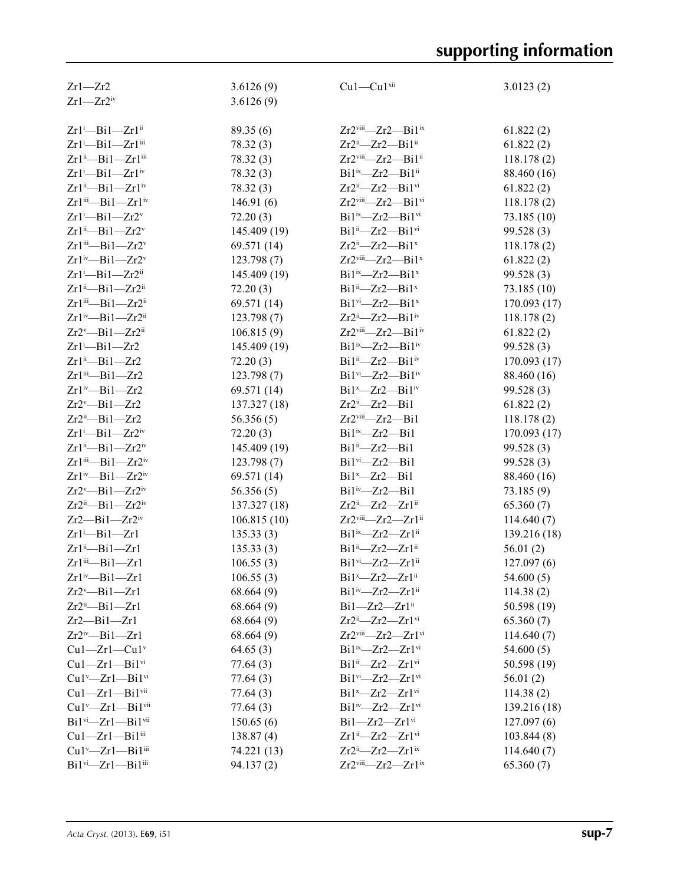| | | | |
|---|---|---|---|
| Zr1—Zr2 | 3.6126 (9) | Cu1—Cu1$^{xii}$ | 3.0123 (2) |
| Zr1—Zr2$^{iv}$ | 3.6126 (9) | | |
| | | | |
| Zr1$^{i}$—Bi1—Zr1$^{ii}$ | 89.35 (6) | Zr2$^{viii}$—Zr2—Bi1$^{ix}$ | 61.822 (2) |
| Zr1$^{i}$—Bi1—Zr1$^{iii}$ | 78.32 (3) | Zr2$^{ii}$—Zr2—Bi1$^{ii}$ | 61.822 (2) |
| Zr1$^{ii}$—Bi1—Zr1$^{iii}$ | 78.32 (3) | Zr2$^{viii}$—Zr2—Bi1$^{ii}$ | 118.178 (2) |
| Zr1$^{i}$—Bi1—Zr1$^{iv}$ | 78.32 (3) | Bi1$^{ix}$—Zr2—Bi1$^{ii}$ | 88.460 (16) |
| Zr1$^{ii}$—Bi1—Zr1$^{iv}$ | 78.32 (3) | Zr2$^{ii}$—Zr2—Bi1$^{vi}$ | 61.822 (2) |
| Zr1$^{iii}$—Bi1—Zr1$^{iv}$ | 146.91 (6) | Zr2$^{viii}$—Zr2—Bi1$^{vi}$ | 118.178 (2) |
| Zr1$^{i}$—Bi1—Zr2$^{v}$ | 72.20 (3) | Bi1$^{ix}$—Zr2—Bi1$^{vi}$ | 73.185 (10) |
| Zr1$^{ii}$—Bi1—Zr2$^{v}$ | 145.409 (19) | Bi1$^{ii}$—Zr2—Bi1$^{vi}$ | 99.528 (3) |
| Zr1$^{iii}$—Bi1—Zr2$^{v}$ | 69.571 (14) | Zr2$^{ii}$—Zr2—Bi1$^{x}$ | 118.178 (2) |
| Zr1$^{iv}$—Bi1—Zr2$^{v}$ | 123.798 (7) | Zr2$^{viii}$—Zr2—Bi1$^{x}$ | 61.822 (2) |
| Zr1$^{i}$—Bi1—Zr2$^{ii}$ | 145.409 (19) | Bi1$^{ix}$—Zr2—Bi1$^{x}$ | 99.528 (3) |
| Zr1$^{ii}$—Bi1—Zr2$^{ii}$ | 72.20 (3) | Bi1$^{ii}$—Zr2—Bi1$^{x}$ | 73.185 (10) |
| Zr1$^{iii}$—Bi1—Zr2$^{ii}$ | 69.571 (14) | Bi1$^{vi}$—Zr2—Bi1$^{x}$ | 170.093 (17) |
| Zr1$^{iv}$—Bi1—Zr2$^{ii}$ | 123.798 (7) | Zr2$^{ii}$—Zr2—Bi1$^{iv}$ | 118.178 (2) |
| Zr2$^{v}$—Bi1—Zr2$^{ii}$ | 106.815 (9) | Zr2$^{viii}$—Zr2—Bi1$^{iv}$ | 61.822 (2) |
| Zr1$^{i}$—Bi1—Zr2 | 145.409 (19) | Bi1$^{ix}$—Zr2—Bi1$^{iv}$ | 99.528 (3) |
| Zr1$^{ii}$—Bi1—Zr2 | 72.20 (3) | Bi1$^{ii}$—Zr2—Bi1$^{iv}$ | 170.093 (17) |
| Zr1$^{iii}$—Bi1—Zr2 | 123.798 (7) | Bi1$^{vi}$—Zr2—Bi1$^{iv}$ | 88.460 (16) |
| Zr1$^{iv}$—Bi1—Zr2 | 69.571 (14) | Bi1$^{x}$—Zr2—Bi1$^{iv}$ | 99.528 (3) |
| Zr2$^{v}$—Bi1—Zr2 | 137.327 (18) | Zr2$^{ii}$—Zr2—Bi1 | 61.822 (2) |
| Zr2$^{ii}$—Bi1—Zr2 | 56.356 (5) | Zr2$^{viii}$—Zr2—Bi1 | 118.178 (2) |
| Zr1$^{i}$—Bi1—Zr2$^{iv}$ | 72.20 (3) | Bi1$^{ix}$—Zr2—Bi1 | 170.093 (17) |
| Zr1$^{ii}$—Bi1—Zr2$^{iv}$ | 145.409 (19) | Bi1$^{ii}$—Zr2—Bi1 | 99.528 (3) |
| Zr1$^{iii}$—Bi1—Zr2$^{iv}$ | 123.798 (7) | Bi1$^{vi}$—Zr2—Bi1 | 99.528 (3) |
| Zr1$^{iv}$—Bi1—Zr2$^{iv}$ | 69.571 (14) | Bi1$^{x}$—Zr2—Bi1 | 88.460 (16) |
| Zr2$^{v}$—Bi1—Zr2$^{iv}$ | 56.356 (5) | Bi1$^{iv}$—Zr2—Bi1 | 73.185 (9) |
| Zr2$^{ii}$—Bi1—Zr2$^{iv}$ | 137.327 (18) | Zr2$^{ii}$—Zr2—Zr1$^{ii}$ | 65.360 (7) |
| Zr2—Bi1—Zr2$^{iv}$ | 106.815 (10) | Zr2$^{viii}$—Zr2—Zr1$^{ii}$ | 114.640 (7) |
| Zr1$^{i}$—Bi1—Zr1 | 135.33 (3) | Bi1$^{ix}$—Zr2—Zr1$^{ii}$ | 139.216 (18) |
| Zr1$^{ii}$—Bi1—Zr1 | 135.33 (3) | Bi1$^{ii}$—Zr2—Zr1$^{ii}$ | 56.01 (2) |
| Zr1$^{iii}$—Bi1—Zr1 | 106.55 (3) | Bi1$^{vi}$—Zr2—Zr1$^{ii}$ | 127.097 (6) |
| Zr1$^{iv}$—Bi1—Zr1 | 106.55 (3) | Bi1$^{x}$—Zr2—Zr1$^{ii}$ | 54.600 (5) |
| Zr2$^{v}$—Bi1—Zr1 | 68.664 (9) | Bi1$^{iv}$—Zr2—Zr1$^{ii}$ | 114.38 (2) |
| Zr2$^{ii}$—Bi1—Zr1 | 68.664 (9) | Bi1—Zr2—Zr1$^{ii}$ | 50.598 (19) |
| Zr2—Bi1—Zr1 | 68.664 (9) | Zr2$^{ii}$—Zr2—Zr1$^{vi}$ | 65.360 (7) |
| Zr2$^{iv}$—Bi1—Zr1 | 68.664 (9) | Zr2$^{viii}$—Zr2—Zr1$^{vi}$ | 114.640 (7) |
| Cu1—Zr1—Cu1$^{v}$ | 64.65 (3) | Bi1$^{ix}$—Zr2—Zr1$^{vi}$ | 54.600 (5) |
| Cu1—Zr1—Bi1$^{vi}$ | 77.64 (3) | Bi1$^{ii}$—Zr2—Zr1$^{vi}$ | 50.598 (19) |
| Cu1$^{v}$—Zr1—Bi1$^{vi}$ | 77.64 (3) | Bi1$^{vi}$—Zr2—Zr1$^{vi}$ | 56.01 (2) |
| Cu1—Zr1—Bi1$^{vii}$ | 77.64 (3) | Bi1$^{x}$—Zr2—Zr1$^{vi}$ | 114.38 (2) |
| Cu1$^{v}$—Zr1—Bi1$^{vii}$ | 77.64 (3) | Bi1$^{iv}$—Zr2—Zr1$^{vi}$ | 139.216 (18) |
| Bi1$^{vi}$—Zr1—Bi1$^{vii}$ | 150.65 (6) | Bi1—Zr2—Zr1$^{vi}$ | 127.097 (6) |
| Cu1—Zr1—Bi1$^{iii}$ | 138.87 (4) | Zr1$^{ii}$—Zr2—Zr1$^{vi}$ | 103.844 (8) |
| Cu1$^{v}$—Zr1—Bi1$^{iii}$ | 74.221 (13) | Zr2$^{ii}$—Zr2—Zr1$^{ix}$ | 114.640 (7) |
| Bi1$^{vi}$—Zr1—Bi1$^{iii}$ | 94.137 (2) | Zr2$^{viii}$—Zr2—Zr1$^{ix}$ | 65.360 (7) |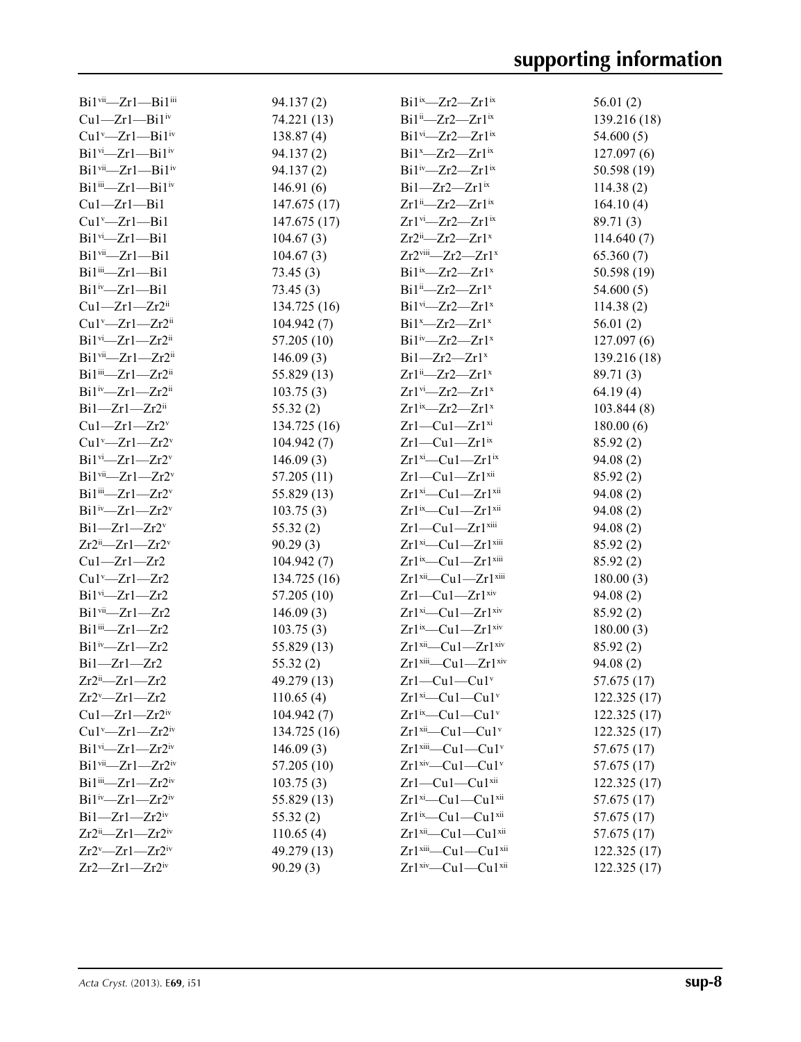| | | | |
|---|---|---|---|
| Bi1$^{vii}$—Zr1—Bi1$^{iii}$ | 94.137 (2) | Bi1$^{ix}$—Zr2—Zr1$^{ix}$ | 56.01 (2) |
| Cu1—Zr1—Bi1$^{iv}$ | 74.221 (13) | Bi1$^{ii}$—Zr2—Zr1$^{ix}$ | 139.216 (18) |
| Cu1$^{v}$—Zr1—Bi1$^{iv}$ | 138.87 (4) | Bi1$^{vi}$—Zr2—Zr1$^{ix}$ | 54.600 (5) |
| Bi1$^{vi}$—Zr1—Bi1$^{iv}$ | 94.137 (2) | Bi1$^{x}$—Zr2—Zr1$^{ix}$ | 127.097 (6) |
| Bi1$^{vii}$—Zr1—Bi1$^{iv}$ | 94.137 (2) | Bi1$^{iv}$—Zr2—Zr1$^{ix}$ | 50.598 (19) |
| Bi1$^{iii}$—Zr1—Bi1$^{iv}$ | 146.91 (6) | Bi1—Zr2—Zr1$^{ix}$ | 114.38 (2) |
| Cu1—Zr1—Bi1 | 147.675 (17) | Zr1$^{ii}$—Zr2—Zr1$^{ix}$ | 164.10 (4) |
| Cu1$^{v}$—Zr1—Bi1 | 147.675 (17) | Zr1$^{vi}$—Zr2—Zr1$^{ix}$ | 89.71 (3) |
| Bi1$^{vi}$—Zr1—Bi1 | 104.67 (3) | Zr2$^{ii}$—Zr2—Zr1$^{x}$ | 114.640 (7) |
| Bi1$^{vii}$—Zr1—Bi1 | 104.67 (3) | Zr2$^{viii}$—Zr2—Zr1$^{x}$ | 65.360 (7) |
| Bi1$^{iii}$—Zr1—Bi1 | 73.45 (3) | Bi1$^{ix}$—Zr2—Zr1$^{x}$ | 50.598 (19) |
| Bi1$^{iv}$—Zr1—Bi1 | 73.45 (3) | Bi1$^{ii}$—Zr2—Zr1$^{x}$ | 54.600 (5) |
| Cu1—Zr1—Zr2$^{ii}$ | 134.725 (16) | Bi1$^{vi}$—Zr2—Zr1$^{x}$ | 114.38 (2) |
| Cu1$^{v}$—Zr1—Zr2$^{ii}$ | 104.942 (7) | Bi1$^{x}$—Zr2—Zr1$^{x}$ | 56.01 (2) |
| Bi1$^{vi}$—Zr1—Zr2$^{ii}$ | 57.205 (10) | Bi1$^{iv}$—Zr2—Zr1$^{x}$ | 127.097 (6) |
| Bi1$^{vii}$—Zr1—Zr2$^{ii}$ | 146.09 (3) | Bi1—Zr2—Zr1$^{x}$ | 139.216 (18) |
| Bi1$^{iii}$—Zr1—Zr2$^{ii}$ | 55.829 (13) | Zr1$^{ii}$—Zr2—Zr1$^{x}$ | 89.71 (3) |
| Bi1$^{iv}$—Zr1—Zr2$^{ii}$ | 103.75 (3) | Zr1$^{vi}$—Zr2—Zr1$^{x}$ | 64.19 (4) |
| Bi1—Zr1—Zr2$^{ii}$ | 55.32 (2) | Zr1$^{ix}$—Zr2—Zr1$^{x}$ | 103.844 (8) |
| Cu1—Zr1—Zr2$^{v}$ | 134.725 (16) | Zr1—Cu1—Zr1$^{xi}$ | 180.00 (6) |
| Cu1$^{v}$—Zr1—Zr2$^{v}$ | 104.942 (7) | Zr1—Cu1—Zr1$^{ix}$ | 85.92 (2) |
| Bi1$^{vi}$—Zr1—Zr2$^{v}$ | 146.09 (3) | Zr1$^{xi}$—Cu1—Zr1$^{ix}$ | 94.08 (2) |
| Bi1$^{vii}$—Zr1—Zr2$^{v}$ | 57.205 (11) | Zr1—Cu1—Zr1$^{xii}$ | 85.92 (2) |
| Bi1$^{iii}$—Zr1—Zr2$^{v}$ | 55.829 (13) | Zr1$^{xi}$—Cu1—Zr1$^{xii}$ | 94.08 (2) |
| Bi1$^{iv}$—Zr1—Zr2$^{v}$ | 103.75 (3) | Zr1$^{ix}$—Cu1—Zr1$^{xii}$ | 94.08 (2) |
| Bi1—Zr1—Zr2$^{v}$ | 55.32 (2) | Zr1—Cu1—Zr1$^{xiii}$ | 94.08 (2) |
| Zr2$^{ii}$—Zr1—Zr2$^{v}$ | 90.29 (3) | Zr1$^{xi}$—Cu1—Zr1$^{xiii}$ | 85.92 (2) |
| Cu1—Zr1—Zr2 | 104.942 (7) | Zr1$^{ix}$—Cu1—Zr1$^{xiii}$ | 85.92 (2) |
| Cu1$^{v}$—Zr1—Zr2 | 134.725 (16) | Zr1$^{xii}$—Cu1—Zr1$^{xiii}$ | 180.00 (3) |
| Bi1$^{vi}$—Zr1—Zr2 | 57.205 (10) | Zr1—Cu1—Zr1$^{xiv}$ | 94.08 (2) |
| Bi1$^{vii}$—Zr1—Zr2 | 146.09 (3) | Zr1$^{xi}$—Cu1—Zr1$^{xiv}$ | 85.92 (2) |
| Bi1$^{iii}$—Zr1—Zr2 | 103.75 (3) | Zr1$^{ix}$—Cu1—Zr1$^{xiv}$ | 180.00 (3) |
| Bi1$^{iv}$—Zr1—Zr2 | 55.829 (13) | Zr1$^{xii}$—Cu1—Zr1$^{xiv}$ | 85.92 (2) |
| Bi1—Zr1—Zr2 | 55.32 (2) | Zr1$^{xiii}$—Cu1—Zr1$^{xiv}$ | 94.08 (2) |
| Zr2$^{ii}$—Zr1—Zr2 | 49.279 (13) | Zr1—Cu1—Cu1$^{v}$ | 57.675 (17) |
| Zr2$^{v}$—Zr1—Zr2 | 110.65 (4) | Zr1$^{xi}$—Cu1—Cu1$^{v}$ | 122.325 (17) |
| Cu1—Zr1—Zr2$^{iv}$ | 104.942 (7) | Zr1$^{ix}$—Cu1—Cu1$^{v}$ | 122.325 (17) |
| Cu1$^{v}$—Zr1—Zr2$^{iv}$ | 134.725 (16) | Zr1$^{xii}$—Cu1—Cu1$^{v}$ | 122.325 (17) |
| Bi1$^{vi}$—Zr1—Zr2$^{iv}$ | 146.09 (3) | Zr1$^{xiii}$—Cu1—Cu1$^{v}$ | 57.675 (17) |
| Bi1$^{vii}$—Zr1—Zr2$^{iv}$ | 57.205 (10) | Zr1$^{xiv}$—Cu1—Cu1$^{v}$ | 57.675 (17) |
| Bi1$^{iii}$—Zr1—Zr2$^{iv}$ | 103.75 (3) | Zr1—Cu1—Cu1$^{xii}$ | 122.325 (17) |
| Bi1$^{iv}$—Zr1—Zr2$^{iv}$ | 55.829 (13) | Zr1$^{xi}$—Cu1—Cu1$^{xii}$ | 57.675 (17) |
| Bi1—Zr1—Zr2$^{iv}$ | 55.32 (2) | Zr1$^{ix}$—Cu1—Cu1$^{xii}$ | 57.675 (17) |
| Zr2$^{ii}$—Zr1—Zr2$^{iv}$ | 110.65 (4) | Zr1$^{xii}$—Cu1—Cu1$^{xii}$ | 57.675 (17) |
| Zr2$^{v}$—Zr1—Zr2$^{iv}$ | 49.279 (13) | Zr1$^{xiii}$—Cu1—Cu1$^{xii}$ | 122.325 (17) |
| Zr2—Zr1—Zr2$^{iv}$ | 90.29 (3) | Zr1$^{xiv}$—Cu1—Cu1$^{xii}$ | 122.325 (17) |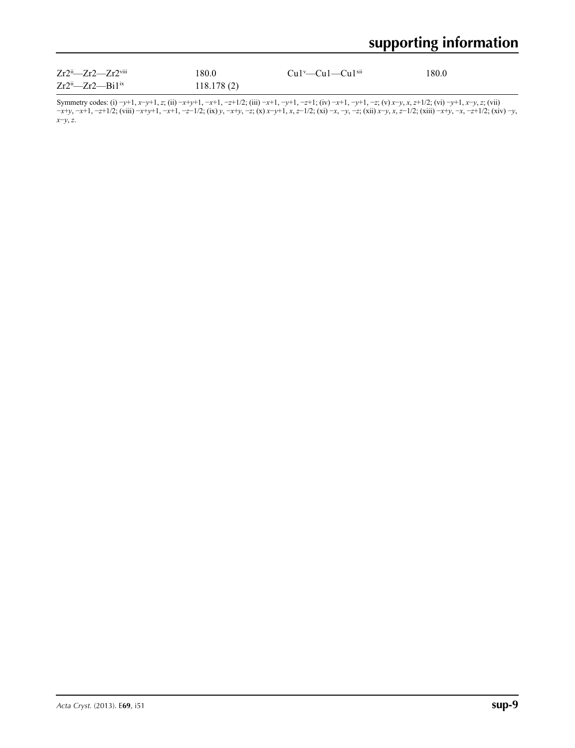| | | | |
|---|---|---|---|
| $Zr2^{ii}—Zr2—Zr2^{viii}$ | 180.0 | $Cu1^{v}—Cu1—Cu1^{xii}$ | 180.0 |
| $Zr2^{ii}—Zr2—Bi1^{ix}$ | 118.178 (2) | | |

Symmetry codes: (i) $-y+1, x-y+1, z$; (ii) $-x+y+1, -x+1, -z+1/2$; (iii) $-x+1, -y+1, -z+1$; (iv) $-x+1, -y+1, -z$; (v) $x-y, x, z+1/2$; (vi) $-y+1, x-y, z$; (vii) $-x+y, -x+1, -z+1/2$; (viii) $-x+y+1, -x+1, -z-1/2$; (ix) $y, -x+y, -z$; (x) $x-y+1, x, z-1/2$; (xi) $-x, -y, -z$; (xii) $x-y, x, z-1/2$; (xiii) $-x+y, -x, -z+1/2$; (xiv) $-y, x-y, z$.